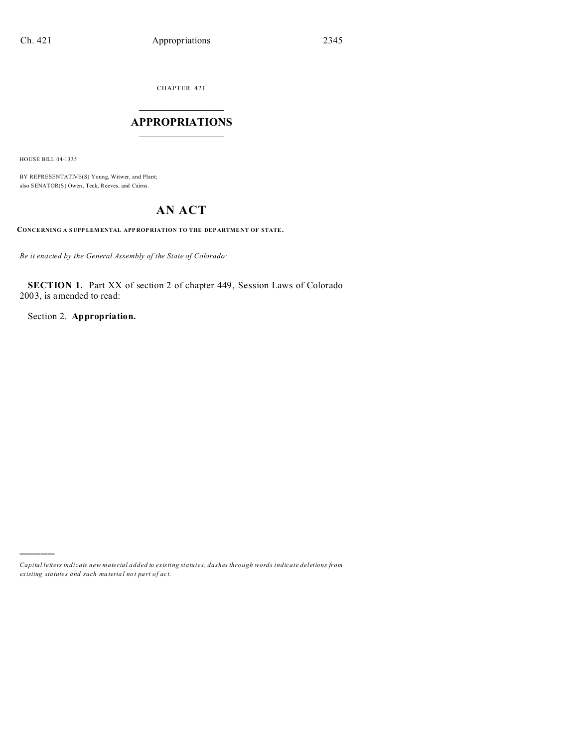CHAPTER 421

# APPROPRIATIONS

HOUSE BILL 04-1335

BY REPRESENTATIVE(S) Young, Witwer, and Plant;
also SENATOR(S) Owen, Teck, Reeves, and Cairns.

# AN ACT

**CONCERNING A SUPPLEMENTAL APPROPRIATION TO THE DEPARTMENT OF STATE.**

*Be it enacted by the General Assembly of the State of Colorado:*

**SECTION 1.** Part XX of section 2 of chapter 449, Session Laws of Colorado 2003, is amended to read:

Section 2. **Appropriation.**

---

*Capital letters indicate new material added to existing statutes; dashes through words indicate deletions from existing statutes and such material not part of act.*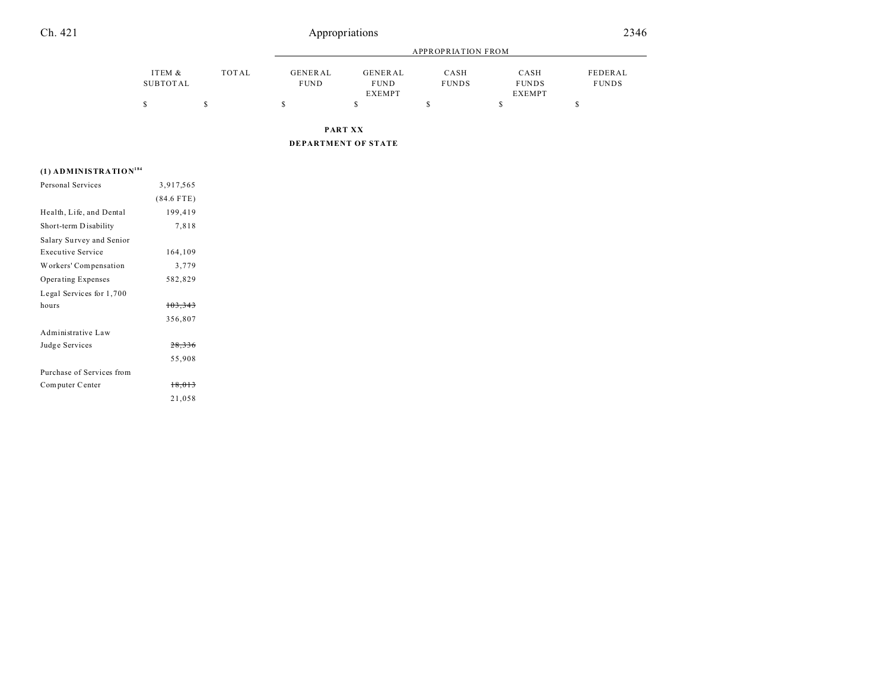| | ITEM & SUBTOTAL | TOTAL | APPROPRIATION FROM | | | | |
|---|---|---|---|---|---|---|---|
| | | | GENERAL FUND | GENERAL FUND EXEMPT | CASH FUNDS | CASH FUNDS EXEMPT | FEDERAL FUNDS |
| | $ | $ | $ | $ | $ | $ | $ |

**PART XX**

**DEPARTMENT OF STATE**

| | ITEM & SUBTOTAL | TOTAL | GENERAL FUND | GENERAL FUND EXEMPT | CASH FUNDS | CASH FUNDS EXEMPT | FEDERAL FUNDS |
|---|---|---|---|---|---|---|---|
| **(1) ADMINISTRATION**[184] | | | | | | | |
| Personal Services | 3,917,565 | | | | | | |
| | (84.6 FTE) | | | | | | |
| Health, Life, and Dental | 199,419 | | | | | | |
| Short-term Disability | 7,818 | | | | | | |
| Salary Survey and Senior Executive Service | 164,109 | | | | | | |
| Workers' Compensation | 3,779 | | | | | | |
| Operating Expenses | 582,829 | | | | | | |
| Legal Services for 1,700 hours | ~~103,343~~ | | | | | | |
| | 356,807 | | | | | | |
| Administrative Law Judge Services | ~~28,336~~ | | | | | | |
| | 55,908 | | | | | | |
| Purchase of Services from Computer Center | ~~18,013~~ | | | | | | |
| | 21,058 | | | | | | |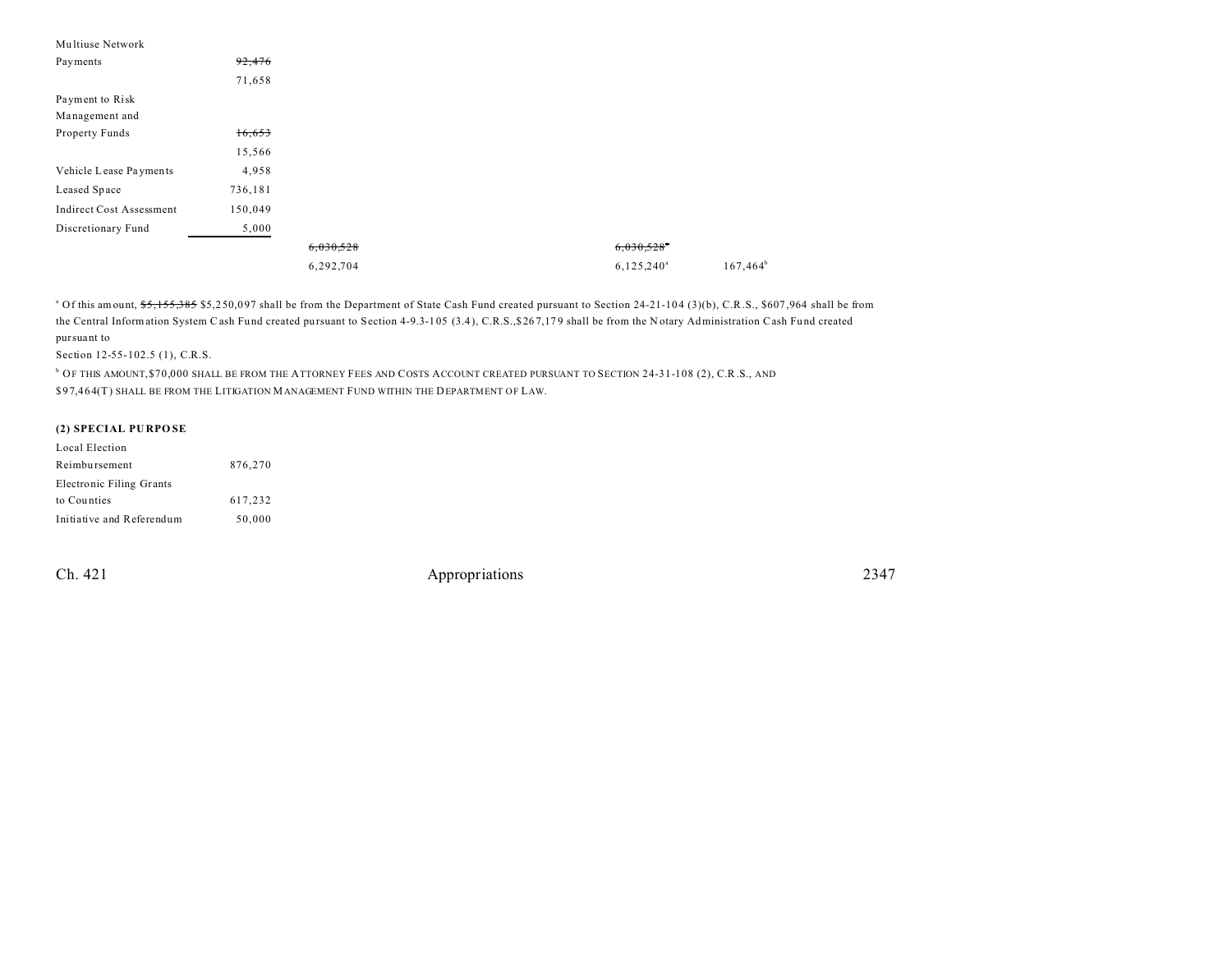| | | | | | |
|---|---|---|---|---|---|
| Multiuse Network Payments | ~~92,476~~ | | | | |
| | 71,658 | | | | |
| Payment to Risk Management and Property Funds | ~~16,653~~ | | | | |
| | 15,566 | | | | |
| Vehicle Lease Payments | 4,958 | | | | |
| Leased Space | 736,181 | | | | |
| Indirect Cost Assessment | 150,049 | | | | |
| Discretionary Fund | 5,000 | | | | |
| | | ~~6,030,528~~ | | ~~6,030,528~~[a] | |
| | | 6,292,704 | | 6,125,240[a] | 167,464[b] |

[a] Of this amount, ~~$5,155,385~~ $5,250,097 shall be from the Department of State Cash Fund created pursuant to Section 24-21-104 (3)(b), C.R.S., $607,964 shall be from the Central Information System Cash Fund created pursuant to Section 4-9.3-105 (3.4), C.R.S.,$267,179 shall be from the Notary Administration Cash Fund created pursuant to
Section 12-55-102.5 (1), C.R.S.

[b] OF THIS AMOUNT,$70,000 SHALL BE FROM THE ATTORNEY FEES AND COSTS ACCOUNT CREATED PURSUANT TO SECTION 24-31-108 (2), C.R.S., AND $97,464(T) SHALL BE FROM THE LITIGATION MANAGEMENT FUND WITHIN THE DEPARTMENT OF LAW.

**(2) SPECIAL PURPOSE**

| | |
|---|---|
| Local Election Reimbursement | 876,270 |
| Electronic Filing Grants to Counties | 617,232 |
| Initiative and Referendum | 50,000 |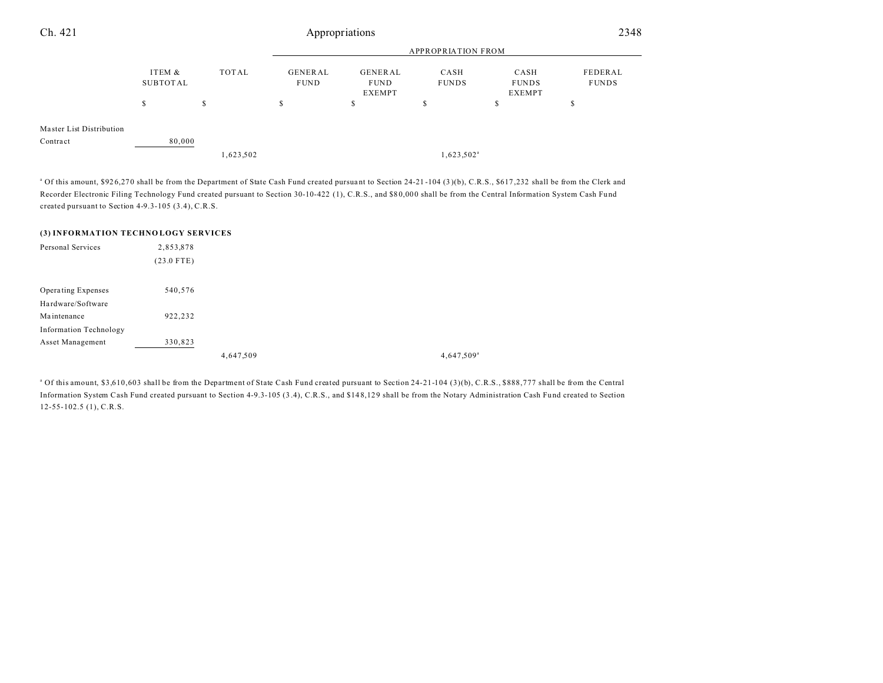| | ITEM & SUBTOTAL | TOTAL | APPROPRIATION FROM GENERAL FUND | GENERAL FUND EXEMPT | CASH FUNDS | CASH FUNDS EXEMPT | FEDERAL FUNDS |
|---|---|---|---|---|---|---|---|
| | $ | $ | $ | $ | $ | $ | $ |
| Master List Distribution Contract | 80,000 | | | | | | |
| | | 1,623,502 | | | 1,623,502[a] | | |

[a] Of this amount, $926,270 shall be from the Department of State Cash Fund created pursuant to Section 24-21-104 (3)(b), C.R.S., $617,232 shall be from the Clerk and Recorder Electronic Filing Technology Fund created pursuant to Section 30-10-422 (1), C.R.S., and $80,000 shall be from the Central Information System Cash Fund created pursuant to Section 4-9.3-105 (3.4), C.R.S.

**(3) INFORMATION TECHNOLOGY SERVICES**

| | ITEM & SUBTOTAL | TOTAL | GENERAL FUND | GENERAL FUND EXEMPT | CASH FUNDS | CASH FUNDS EXEMPT | FEDERAL FUNDS |
|---|---|---|---|---|---|---|---|
| Personal Services | 2,853,878 (23.0 FTE) | | | | | | |
| Operating Expenses | 540,576 | | | | | | |
| Hardware/Software Maintenance | 922,232 | | | | | | |
| Information Technology Asset Management | 330,823 | | | | | | |
| | | 4,647,509 | | | 4,647,509[a] | | |

[a] Of this amount, $3,610,603 shall be from the Department of State Cash Fund created pursuant to Section 24-21-104 (3)(b), C.R.S., $888,777 shall be from the Central Information System Cash Fund created pursuant to Section 4-9.3-105 (3.4), C.R.S., and $148,129 shall be from the Notary Administration Cash Fund created to Section 12-55-102.5 (1), C.R.S.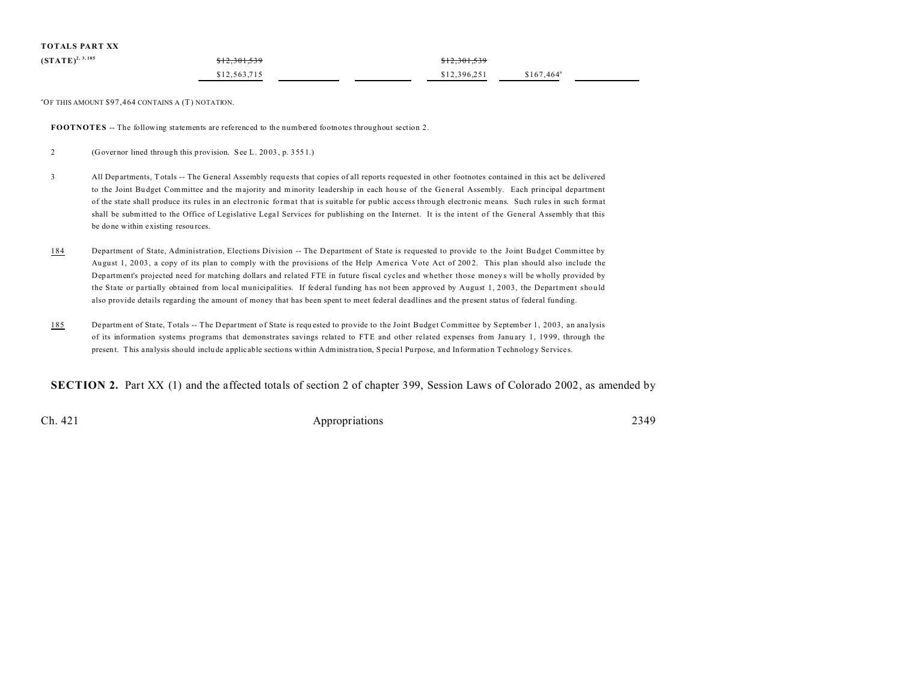**TOTALS PART XX**

| | | | | | | |
|---|---|---|---|---|---|---|
| **(STATE)**[2, 3, 185] | ~~$12,301,539~~ | | | ~~$12,301,539~~ | | |
| | $12,563,715 | | | $12,396,251 | $167,464[a] | |

[a]OF THIS AMOUNT $97,464 CONTAINS A (T) NOTATION.

**FOOTNOTES** -- The following statements are referenced to the numbered footnotes throughout section 2.

2 (Governor lined through this provision. See L. 2003, p. 3551.)

3 All Departments, Totals -- The General Assembly requests that copies of all reports requested in other footnotes contained in this act be delivered to the Joint Budget Committee and the majority and minority leadership in each house of the General Assembly. Each principal department of the state shall produce its rules in an electronic format that is suitable for public access through electronic means. Such rules in such format shall be submitted to the Office of Legislative Legal Services for publishing on the Internet. It is the intent of the General Assembly that this be done within existing resources.

<u>184</u> Department of State, Administration, Elections Division -- The Department of State is requested to provide to the Joint Budget Committee by August 1, 2003, a copy of its plan to comply with the provisions of the Help America Vote Act of 2002. This plan should also include the Department's projected need for matching dollars and related FTE in future fiscal cycles and whether those moneys will be wholly provided by the State or partially obtained from local municipalities. If federal funding has not been approved by August 1, 2003, the Department should also provide details regarding the amount of money that has been spent to meet federal deadlines and the present status of federal funding.

<u>185</u> Department of State, Totals -- The Department of State is requested to provide to the Joint Budget Committee by September 1, 2003, an analysis of its information systems programs that demonstrates savings related to FTE and other related expenses from January 1, 1999, through the present. This analysis should include applicable sections within Administration, Special Purpose, and Information Technology Services.

**SECTION 2.** Part XX (1) and the affected totals of section 2 of chapter 399, Session Laws of Colorado 2002, as amended by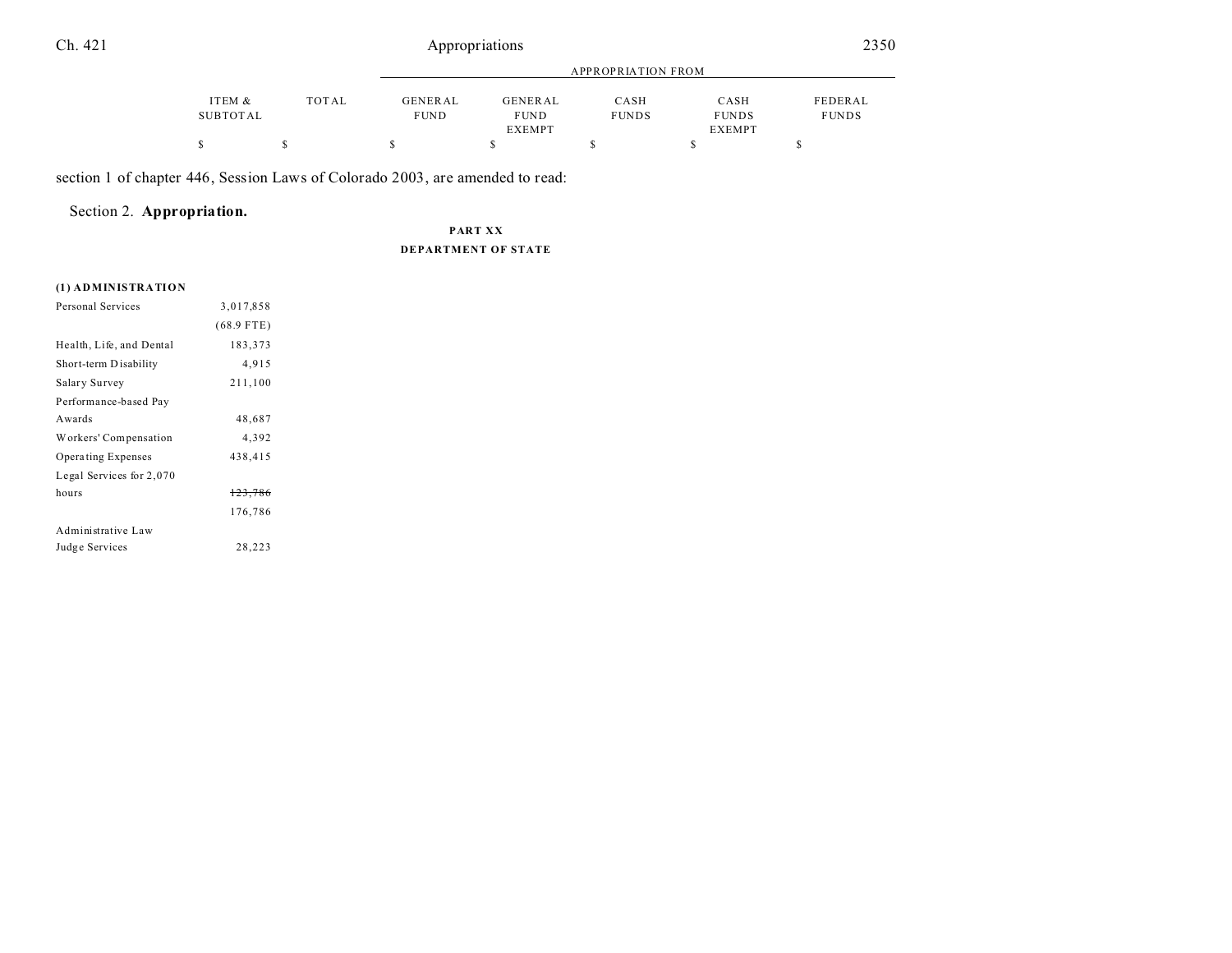section 1 of chapter 446, Session Laws of Colorado 2003, are amended to read:

Section 2. **Appropriation.**

**PART XX**

**DEPARTMENT OF STATE**

| | ITEM & SUBTOTAL | TOTAL | APPROPRIATION FROM GENERAL FUND | GENERAL FUND EXEMPT | CASH FUNDS | CASH FUNDS EXEMPT | FEDERAL FUNDS |
|---|---|---|---|---|---|---|---|
| | $ | $ | $ | $ | $ | $ | $ |
| **(1) ADMINISTRATION** | | | | | | | |
| Personal Services | 3,017,858 | | | | | | |
| | (68.9 FTE) | | | | | | |
| Health, Life, and Dental | 183,373 | | | | | | |
| Short-term Disability | 4,915 | | | | | | |
| Salary Survey | 211,100 | | | | | | |
| Performance-based Pay Awards | 48,687 | | | | | | |
| Workers' Compensation | 4,392 | | | | | | |
| Operating Expenses | 438,415 | | | | | | |
| Legal Services for 2,070 hours | ~~123,786~~ | | | | | | |
| | 176,786 | | | | | | |
| Administrative Law Judge Services | 28,223 | | | | | | |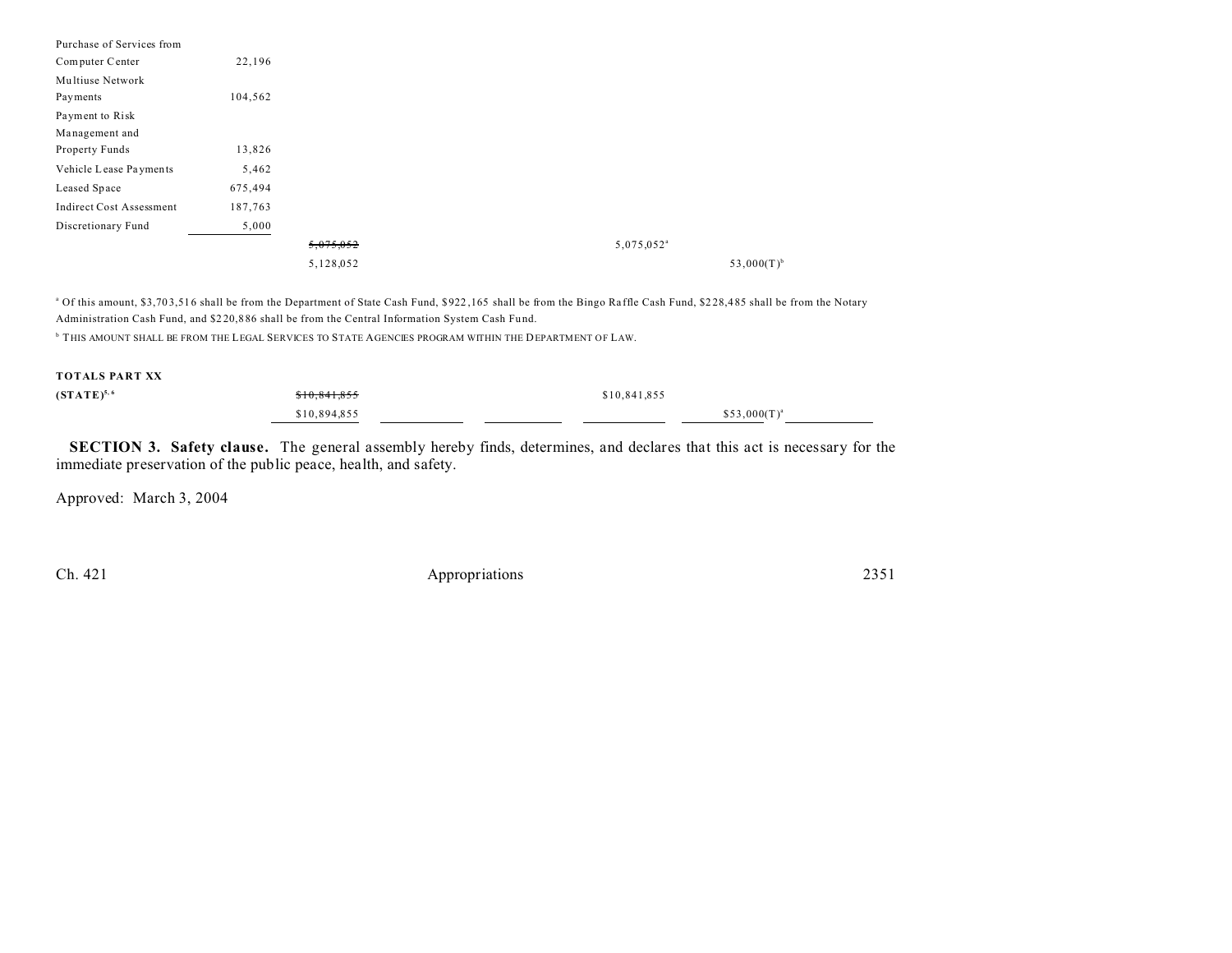| | | | | | | |
|---|---|---|---|---|---|---|
| Purchase of Services from Computer Center | 22,196 | | | | | |
| Multiuse Network Payments | 104,562 | | | | | |
| Payment to Risk Management and Property Funds | 13,826 | | | | | |
| Vehicle Lease Payments | 5,462 | | | | | |
| Leased Space | 675,494 | | | | | |
| Indirect Cost Assessment | 187,763 | | | | | |
| Discretionary Fund | 5,000 | | | | | |
| | | ~~5,075,052~~ | | | 5,075,052[a] | |
| | | 5,128,052 | | | | 53,000(T)[b] |

[a] Of this amount, $3,703,516 shall be from the Department of State Cash Fund, $922,165 shall be from the Bingo Raffle Cash Fund, $228,485 shall be from the Notary Administration Cash Fund, and $220,886 shall be from the Central Information System Cash Fund.

[b] THIS AMOUNT SHALL BE FROM THE LEGAL SERVICES TO STATE AGENCIES PROGRAM WITHIN THE DEPARTMENT OF LAW.

| | | | | | |
|---|---|---|---|---|---|
| **TOTALS PART XX** | | | | | |
| **(STATE)**[5, 6] | ~~$10,841,855~~ | | | $10,841,855 | |
| | $10,894,855 | | | | $53,000(T)[a] |

**SECTION 3. Safety clause.** The general assembly hereby finds, determines, and declares that this act is necessary for the immediate preservation of the public peace, health, and safety.

Approved: March 3, 2004